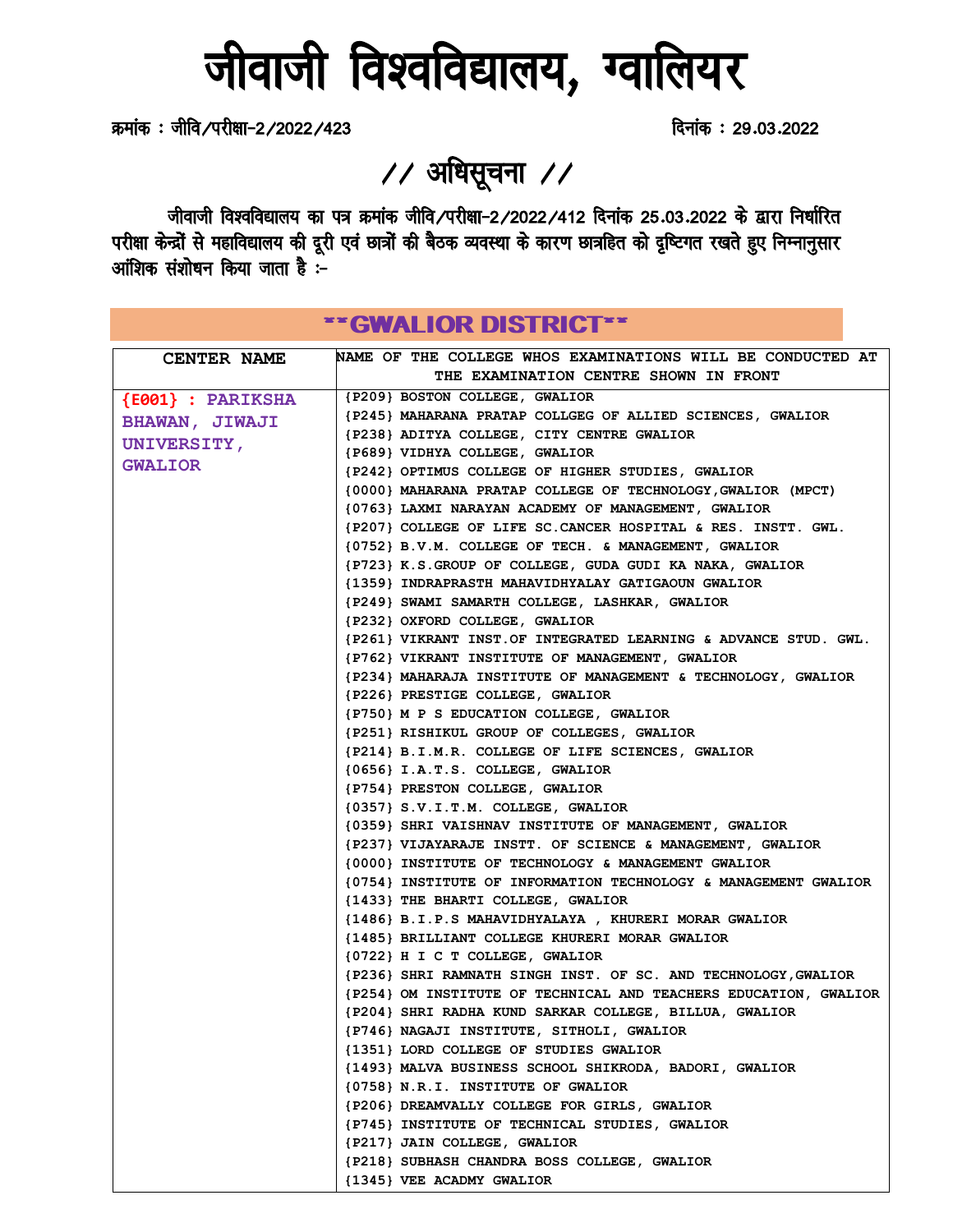# जीवाजी विश्वविद्यालय, ग्वालियर

क्रमांक : जीवि/परीक्षा-2/2022/423 दिनांक : 29.03.2022

## // अधिसूचना //

जीवाजी विश्वविद्यालय का पत्र क्रमांक जीवि/परीक्षा-2/2022/412 दिनांक 25.03.2022 के द्वारा निर्धारित परीक्षा केन्द्रों से महाविद्यालय की दूरी एवं छात्रों की बैठक व्यवस्था के कारण छात्रहित को दृष्टिगत रखते हुए निम्नानुसार आंशिक संशोधन किया जाता है :-

### **GWALIOR DISTRICT**

| CENTER NAME | NAME OF THE COLLEGE WHOS EXAMINATIONS WILL BE CONDUCTED AT THE EXAMINATION CENTRE SHOWN IN FRONT |
|---|---|
| {E001} : PARIKSHA BHAWAN, JIWAJI UNIVERSITY, GWALIOR | {P209} BOSTON COLLEGE, GWALIOR |
| | {P245} MAHARANA PRATAP COLLGEG OF ALLIED SCIENCES, GWALIOR |
| | {P238} ADITYA COLLEGE, CITY CENTRE GWALIOR |
| | {P689} VIDHYA COLLEGE, GWALIOR |
| | {P242} OPTIMUS COLLEGE OF HIGHER STUDIES, GWALIOR |
| | {0000} MAHARANA PRATAP COLLEGE OF TECHNOLOGY,GWALIOR (MPCT) |
| | {0763} LAXMI NARAYAN ACADEMY OF MANAGEMENT, GWALIOR |
| | {P207} COLLEGE OF LIFE SC.CANCER HOSPITAL & RES. INSTT. GWL. |
| | {0752} B.V.M. COLLEGE OF TECH. & MANAGEMENT, GWALIOR |
| | {P723} K.S.GROUP OF COLLEGE, GUDA GUDI KA NAKA, GWALIOR |
| | {1359} INDRAPRASTH MAHAVIDHYALAY GATIGAOUN GWALIOR |
| | {P249} SWAMI SAMARTH COLLEGE, LASHKAR, GWALIOR |
| | {P232} OXFORD COLLEGE, GWALIOR |
| | {P261} VIKRANT INST.OF INTEGRATED LEARNING & ADVANCE STUD. GWL. |
| | {P762} VIKRANT INSTITUTE OF MANAGEMENT, GWALIOR |
| | {P234} MAHARAJA INSTITUTE OF MANAGEMENT & TECHNOLOGY, GWALIOR |
| | {P226} PRESTIGE COLLEGE, GWALIOR |
| | {P750} M P S EDUCATION COLLEGE, GWALIOR |
| | {P251} RISHIKUL GROUP OF COLLEGES, GWALIOR |
| | {P214} B.I.M.R. COLLEGE OF LIFE SCIENCES, GWALIOR |
| | {0656} I.A.T.S. COLLEGE, GWALIOR |
| | {P754} PRESTON COLLEGE, GWALIOR |
| | {0357} S.V.I.T.M. COLLEGE, GWALIOR |
| | {0359} SHRI VAISHNAV INSTITUTE OF MANAGEMENT, GWALIOR |
| | {P237} VIJAYARAJE INSTT. OF SCIENCE & MANAGEMENT, GWALIOR |
| | {0000} INSTITUTE OF TECHNOLOGY & MANAGEMENT GWALIOR |
| | {0754} INSTITUTE OF INFORMATION TECHNOLOGY & MANAGEMENT GWALIOR |
| | {1433} THE BHARTI COLLEGE, GWALIOR |
| | {1486} B.I.P.S MAHAVIDHYALAYA , KHURERI MORAR GWALIOR |
| | {1485} BRILLIANT COLLEGE KHURERI MORAR GWALIOR |
| | {0722} H I C T COLLEGE, GWALIOR |
| | {P236} SHRI RAMNATH SINGH INST. OF SC. AND TECHNOLOGY,GWALIOR |
| | {P254} OM INSTITUTE OF TECHNICAL AND TEACHERS EDUCATION, GWALIOR |
| | {P204} SHRI RADHA KUND SARKAR COLLEGE, BILLUA, GWALIOR |
| | {P746} NAGAJI INSTITUTE, SITHOLI, GWALIOR |
| | {1351} LORD COLLEGE OF STUDIES GWALIOR |
| | {1493} MALVA BUSINESS SCHOOL SHIKRODA, BADORI, GWALIOR |
| | {0758} N.R.I. INSTITUTE OF GWALIOR |
| | {P206} DREAMVALLY COLLEGE FOR GIRLS, GWALIOR |
| | {P745} INSTITUTE OF TECHNICAL STUDIES, GWALIOR |
| | {P217} JAIN COLLEGE, GWALIOR |
| | {P218} SUBHASH CHANDRA BOSS COLLEGE, GWALIOR |
| | {1345} VEE ACADMY GWALIOR |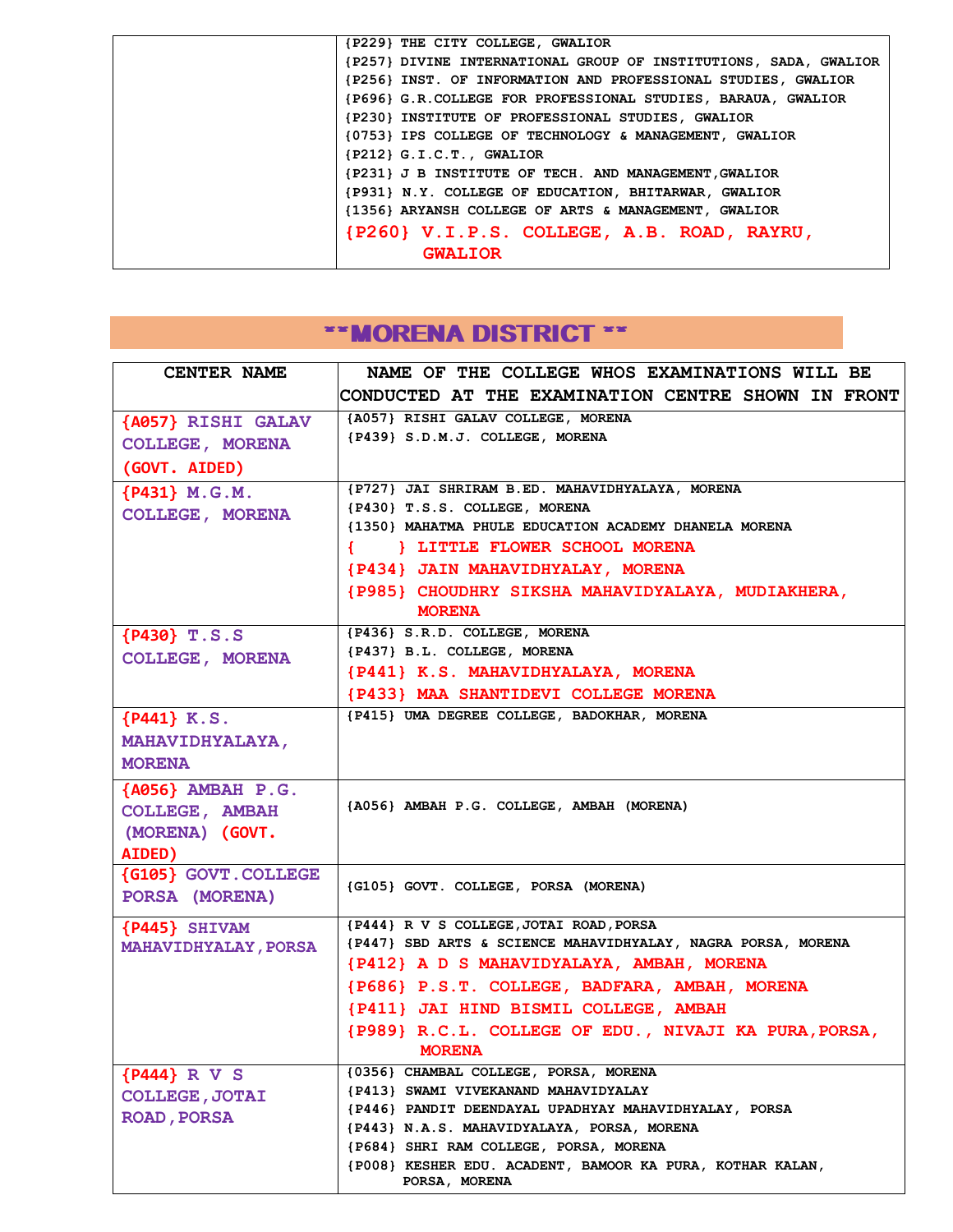| | |
|---|---|
| | {P229} THE CITY COLLEGE, GWALIOR<br>{P257} DIVINE INTERNATIONAL GROUP OF INSTITUTIONS, SADA, GWALIOR<br>{P256} INST. OF INFORMATION AND PROFESSIONAL STUDIES, GWALIOR<br>{P696} G.R.COLLEGE FOR PROFESSIONAL STUDIES, BARAUA, GWALIOR<br>{P230} INSTITUTE OF PROFESSIONAL STUDIES, GWALIOR<br>{0753} IPS COLLEGE OF TECHNOLOGY & MANAGEMENT, GWALIOR<br>{P212} G.I.C.T., GWALIOR<br>{P231} J B INSTITUTE OF TECH. AND MANAGEMENT,GWALIOR<br>{P931} N.Y. COLLEGE OF EDUCATION, BHITARWAR, GWALIOR<br>{1356} ARYANSH COLLEGE OF ARTS & MANAGEMENT, GWALIOR<br>{P260} V.I.P.S. COLLEGE, A.B. ROAD, RAYRU, GWALIOR |

## **MORENA DISTRICT **

| CENTER NAME | NAME OF THE COLLEGE WHOS EXAMINATIONS WILL BE CONDUCTED AT THE EXAMINATION CENTRE SHOWN IN FRONT |
|---|---|
| {A057} RISHI GALAV COLLEGE, MORENA (GOVT. AIDED) | {A057} RISHI GALAV COLLEGE, MORENA<br>{P439} S.D.M.J. COLLEGE, MORENA |
| {P431} M.G.M. COLLEGE, MORENA | {P727} JAI SHRIRAM B.ED. MAHAVIDHYALAYA, MORENA<br>{P430} T.S.S. COLLEGE, MORENA<br>{1350} MAHATMA PHULE EDUCATION ACADEMY DHANELA MORENA<br>{ } LITTLE FLOWER SCHOOL MORENA<br>{P434} JAIN MAHAVIDHYALAY, MORENA<br>{P985} CHOUDHRY SIKSHA MAHAVIDYALAYA, MUDIAKHERA, MORENA |
| {P430} T.S.S COLLEGE, MORENA | {P436} S.R.D. COLLEGE, MORENA<br>{P437} B.L. COLLEGE, MORENA<br>{P441} K.S. MAHAVIDHYALAYA, MORENA<br>{P433} MAA SHANTIDEVI COLLEGE MORENA |
| {P441} K.S. MAHAVIDHYALAYA, MORENA | {P415} UMA DEGREE COLLEGE, BADOKHAR, MORENA |
| {A056} AMBAH P.G. COLLEGE, AMBAH (MORENA) (GOVT. AIDED) | {A056} AMBAH P.G. COLLEGE, AMBAH (MORENA) |
| {G105} GOVT.COLLEGE PORSA (MORENA) | {G105} GOVT. COLLEGE, PORSA (MORENA) |
| {P445} SHIVAM MAHAVIDHYALAY,PORSA | {P444} R V S COLLEGE,JOTAI ROAD,PORSA<br>{P447} SBD ARTS & SCIENCE MAHAVIDHYALAY, NAGRA PORSA, MORENA<br>{P412} A D S MAHAVIDYALAYA, AMBAH, MORENA<br>{P686} P.S.T. COLLEGE, BADFARA, AMBAH, MORENA<br>{P411} JAI HIND BISMIL COLLEGE, AMBAH<br>{P989} R.C.L. COLLEGE OF EDU., NIVAJI KA PURA,PORSA, MORENA |
| {P444} R V S COLLEGE,JOTAI ROAD,PORSA | {0356} CHAMBAL COLLEGE, PORSA, MORENA<br>{P413} SWAMI VIVEKANAND MAHAVIDYALAY<br>{P446} PANDIT DEENDAYAL UPADHYAY MAHAVIDHYALAY, PORSA<br>{P443} N.A.S. MAHAVIDYALAYA, PORSA, MORENA<br>{P684} SHRI RAM COLLEGE, PORSA, MORENA<br>{P008} KESHER EDU. ACADENT, BAMOOR KA PURA, KOTHAR KALAN, PORSA, MORENA |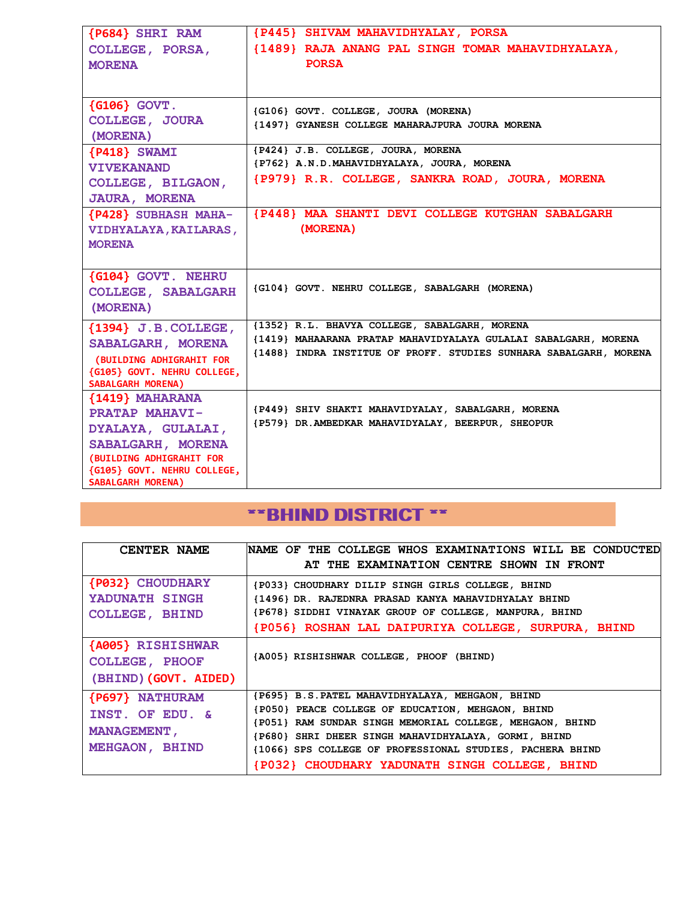| | |
|---|---|
| {P684} SHRI RAM COLLEGE, PORSA, MORENA | {P445} SHIVAM MAHAVIDHYALAY, PORSA<br>{1489} RAJA ANANG PAL SINGH TOMAR MAHAVIDHYALAYA, PORSA |
| {G106} GOVT. COLLEGE, JOURA (MORENA) | {G106} GOVT. COLLEGE, JOURA (MORENA)<br>{1497} GYANESH COLLEGE MAHARAJPURA JOURA MORENA |
| {P418} SWAMI VIVEKANAND COLLEGE, BILGAON, JAURA, MORENA | {P424} J.B. COLLEGE, JOURA, MORENA<br>{P762} A.N.D.MAHAVIDHYALAYA, JOURA, MORENA<br>{P979} R.R. COLLEGE, SANKRA ROAD, JOURA, MORENA |
| {P428} SUBHASH MAHA-VIDHYALAYA,KAILARAS, MORENA | {P448} MAA SHANTI DEVI COLLEGE KUTGHAN SABALGARH (MORENA) |
| {G104} GOVT. NEHRU COLLEGE, SABALGARH (MORENA) | {G104} GOVT. NEHRU COLLEGE, SABALGARH (MORENA) |
| {1394} J.B.COLLEGE, SABALGARH, MORENA (BUILDING ADHIGRAHIT FOR {G105} GOVT. NEHRU COLLEGE, SABALGARH MORENA) | {1352} R.L. BHAVYA COLLEGE, SABALGARH, MORENA<br>{1419} MAHAARANA PRATAP MAHAVIDYALAYA GULALAI SABALGARH, MORENA<br>{1488} INDRA INSTITUE OF PROFF. STUDIES SUNHARA SABALGARH, MORENA |
| {1419} MAHARANA PRATAP MAHAVI-DYALAYA, GULALAI, SABALGARH, MORENA (BUILDING ADHIGRAHIT FOR {G105} GOVT. NEHRU COLLEGE, SABALGARH MORENA) | {P449} SHIV SHAKTI MAHAVIDYALAY, SABALGARH, MORENA<br>{P579} DR.AMBEDKAR MAHAVIDYALAY, BEERPUR, SHEOPUR |

## **BHIND DISTRICT **

| CENTER NAME | NAME OF THE COLLEGE WHOS EXAMINATIONS WILL BE CONDUCTED AT THE EXAMINATION CENTRE SHOWN IN FRONT |
|---|---|
| {P032} CHOUDHARY YADUNATH SINGH COLLEGE, BHIND | {P033} CHOUDHARY DILIP SINGH GIRLS COLLEGE, BHIND<br>{1496} DR. RAJEDNRA PRASAD KANYA MAHAVIDHYALAY BHIND<br>{P678} SIDDHI VINAYAK GROUP OF COLLEGE, MANPURA, BHIND<br>{P056} ROSHAN LAL DAIPURIYA COLLEGE, SURPURA, BHIND |
| {A005} RISHISHWAR COLLEGE, PHOOF (BHIND)(GOVT. AIDED) | {A005} RISHISHWAR COLLEGE, PHOOF (BHIND) |
| {P697} NATHURAM INST. OF EDU. & MANAGEMENT, MEHGAON, BHIND | {P695} B.S.PATEL MAHAVIDHYALAYA, MEHGAON, BHIND<br>{P050} PEACE COLLEGE OF EDUCATION, MEHGAON, BHIND<br>{P051} RAM SUNDAR SINGH MEMORIAL COLLEGE, MEHGAON, BHIND<br>{P680} SHRI DHEER SINGH MAHAVIDHYALAYA, GORMI, BHIND<br>{1066} SPS COLLEGE OF PROFESSIONAL STUDIES, PACHERA BHIND<br>{P032} CHOUDHARY YADUNATH SINGH COLLEGE, BHIND |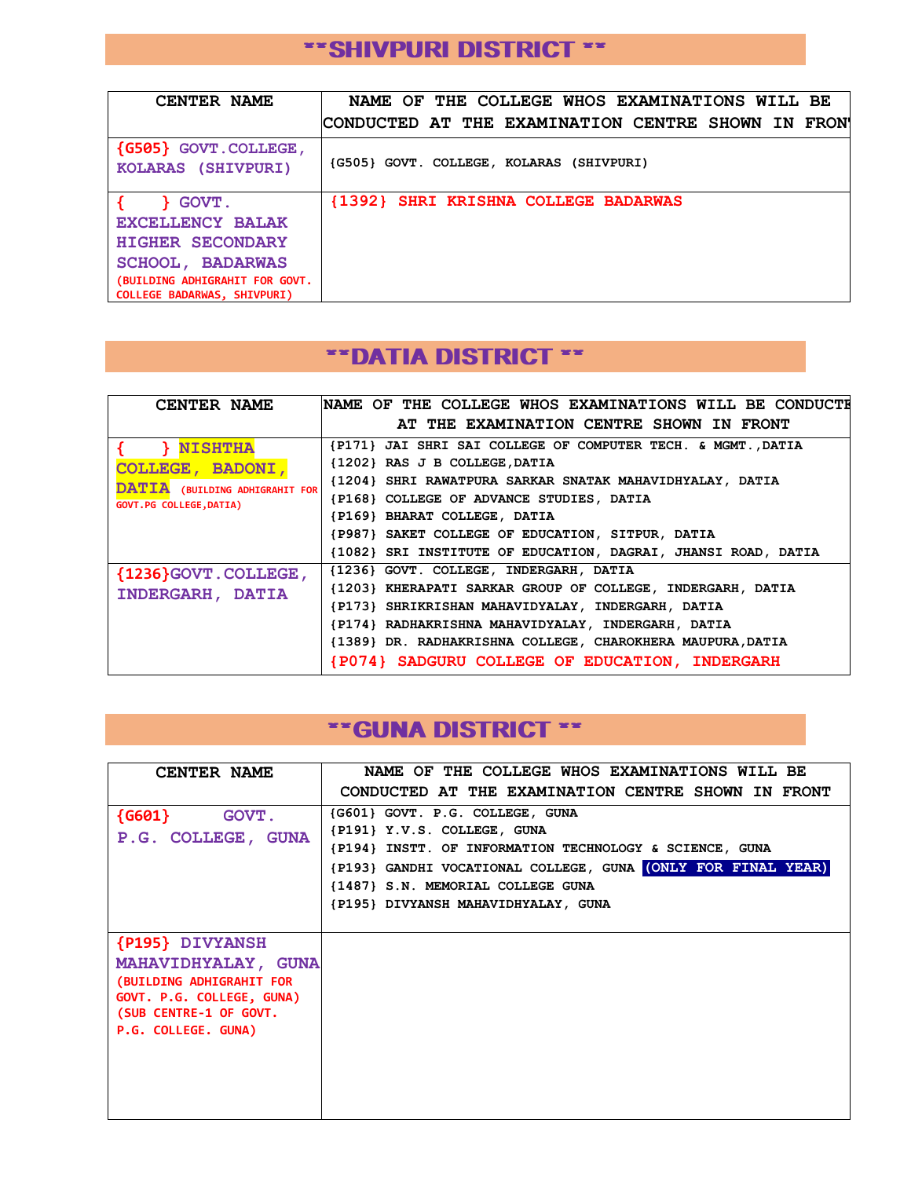## **SHIVPURI DISTRICT **

| CENTER NAME | NAME OF THE COLLEGE WHOS EXAMINATIONS WILL BE CONDUCTED AT THE EXAMINATION CENTRE SHOWN IN FRONT |
|---|---|
| {G505} GOVT.COLLEGE, KOLARAS (SHIVPURI) | {G505} GOVT. COLLEGE, KOLARAS (SHIVPURI) |
| { } GOVT. EXCELLENCY BALAK HIGHER SECONDARY SCHOOL, BADARWAS (BUILDING ADHIGRAHIT FOR GOVT. COLLEGE BADARWAS, SHIVPURI) | {1392} SHRI KRISHNA COLLEGE BADARWAS |

## **DATIA DISTRICT **

| CENTER NAME | NAME OF THE COLLEGE WHOS EXAMINATIONS WILL BE CONDUCTED AT THE EXAMINATION CENTRE SHOWN IN FRONT |
|---|---|
| { } NISHTHA COLLEGE, BADONI, DATIA (BUILDING ADHIGRAHIT FOR GOVT.PG COLLEGE,DATIA) | {P171} JAI SHRI SAI COLLEGE OF COMPUTER TECH. & MGMT.,DATIA<br>{1202} RAS J B COLLEGE,DATIA<br>{1204} SHRI RAWATPURA SARKAR SNATAK MAHAVIDHYALAY, DATIA<br>{P168} COLLEGE OF ADVANCE STUDIES, DATIA<br>{P169} BHARAT COLLEGE, DATIA<br>{P987} SAKET COLLEGE OF EDUCATION, SITPUR, DATIA<br>{1082} SRI INSTITUTE OF EDUCATION, DAGRAI, JHANSI ROAD, DATIA |
| {1236}GOVT.COLLEGE, INDERGARH, DATIA | {1236} GOVT. COLLEGE, INDERGARH, DATIA<br>{1203} KHERAPATI SARKAR GROUP OF COLLEGE, INDERGARH, DATIA<br>{P173} SHRIKRISHAN MAHAVIDYALAY, INDERGARH, DATIA<br>{P174} RADHAKRISHNA MAHAVIDYALAY, INDERGARH, DATIA<br>{1389} DR. RADHAKRISHNA COLLEGE, CHAROKHERA MAUPURA,DATIA<br>{P074} SADGURU COLLEGE OF EDUCATION, INDERGARH |

## **GUNA DISTRICT **

| CENTER NAME | NAME OF THE COLLEGE WHOS EXAMINATIONS WILL BE CONDUCTED AT THE EXAMINATION CENTRE SHOWN IN FRONT |
|---|---|
| {G601} GOVT. P.G. COLLEGE, GUNA | {G601} GOVT. P.G. COLLEGE, GUNA<br>{P191} Y.V.S. COLLEGE, GUNA<br>{P194} INSTT. OF INFORMATION TECHNOLOGY & SCIENCE, GUNA<br>{P193} GANDHI VOCATIONAL COLLEGE, GUNA (ONLY FOR FINAL YEAR)<br>{1487} S.N. MEMORIAL COLLEGE GUNA<br>{P195} DIVYANSH MAHAVIDHYALAY, GUNA |
| {P195} DIVYANSH MAHAVIDHYALAY, GUNA (BUILDING ADHIGRAHIT FOR GOVT. P.G. COLLEGE, GUNA) (SUB CENTRE-1 OF GOVT. P.G. COLLEGE. GUNA) | |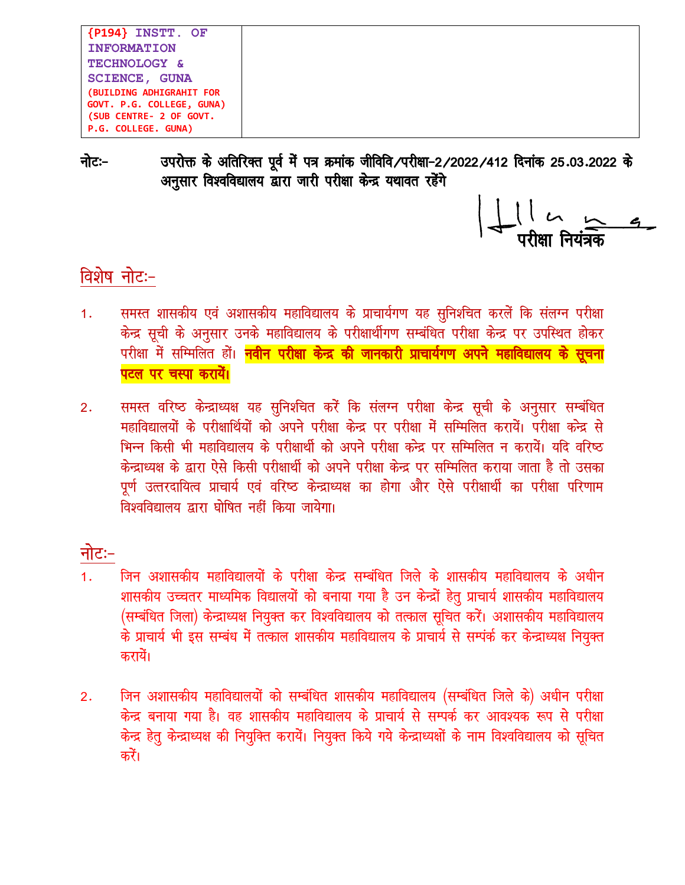| {P194} INSTT. OF INFORMATION TECHNOLOGY & SCIENCE, GUNA (BUILDING ADHIGRAHIT FOR GOVT. P.G. COLLEGE, GUNA) (SUB CENTRE- 2 OF GOVT. P.G. COLLEGE. GUNA) | |
|---|---|

**नोटः-** **उपरोक्त के अतिरिक्त पूर्व में पत्र क्रमांक जीविवि/परीक्षा-2/2022/412 दिनांक 25.03.2022 के अनुसार विश्वविद्यालय द्वारा जारी परीक्षा केन्द्र यथावत रहेंगे**

**परीक्षा नियंत्रक**

## विशेष नोटः-

1. समस्त शासकीय एवं अशासकीय महाविद्यालय के प्राचार्यगण यह सुनिश्चित करलें कि संलग्न परीक्षा केन्द्र सूची के अनुसार उनके महाविद्यालय के परीक्षार्थीगण सम्बंधित परीक्षा केन्द्र पर उपस्थित होकर परीक्षा में सम्मिलित हों। **नवीन परीक्षा केन्द्र की जानकारी प्राचार्यगण अपने महाविद्यालय के सूचना पटल पर चस्पा करायें।**

2. समस्त वरिष्ठ केन्द्राध्यक्ष यह सुनिशचित करें कि संलग्न परीक्षा केन्द्र सूची के अनुसार सम्बंधित महाविद्यालयों के परीक्षार्थियों को अपने परीक्षा केन्द्र पर परीक्षा में सम्मिलित करायें। परीक्षा केन्द्र से भिन्न किसी भी महाविद्यालय के परीक्षार्थी को अपने परीक्षा केन्द्र पर सम्मिलित न करायें। यदि वरिष्ठ केन्द्राध्यक्ष के द्वारा ऐसे किसी परीक्षार्थी को अपने परीक्षा केन्द्र पर सम्मिलित कराया जाता है तो उसका पूर्ण उत्तरदायित्व प्राचार्य एवं वरिष्ठ केन्द्राध्यक्ष का होगा और ऐसे परीक्षार्थी का परीक्षा परिणाम विश्वविद्यालय द्वारा घोषित नहीं किया जायेगा।

## नोटः-

1. जिन अशासकीय महाविद्यालयों के परीक्षा केन्द्र सम्बंधित जिले के शासकीय महाविद्यालय के अधीन शासकीय उच्चतर माध्यमिक विद्यालयों को बनाया गया है उन केन्द्रों हेतु प्राचार्य शासकीय महाविद्यालय (सम्बंधित जिला) केन्द्राध्यक्ष नियुक्त कर विश्वविद्यालय को तत्काल सूचित करें। अशासकीय महाविद्यालय के प्राचार्य भी इस सम्बंध में तत्काल शासकीय महाविद्यालय के प्राचार्य से सम्पंर्क कर केन्द्राध्यक्ष नियुक्त करायें।

2. जिन अशासकीय महाविद्यालयों को सम्बंधित शासकीय महाविद्यालय (सम्बंधित जिले के) अधीन परीक्षा केन्द्र बनाया गया है। वह शासकीय महाविद्यालय के प्राचार्य से सम्पर्क कर आवश्यक रूप से परीक्षा केन्द्र हेतु केन्द्राध्यक्ष की नियुक्ति करायें। नियुक्त किये गये केन्द्राध्यक्षों के नाम विश्वविद्यालय को सूचित करें।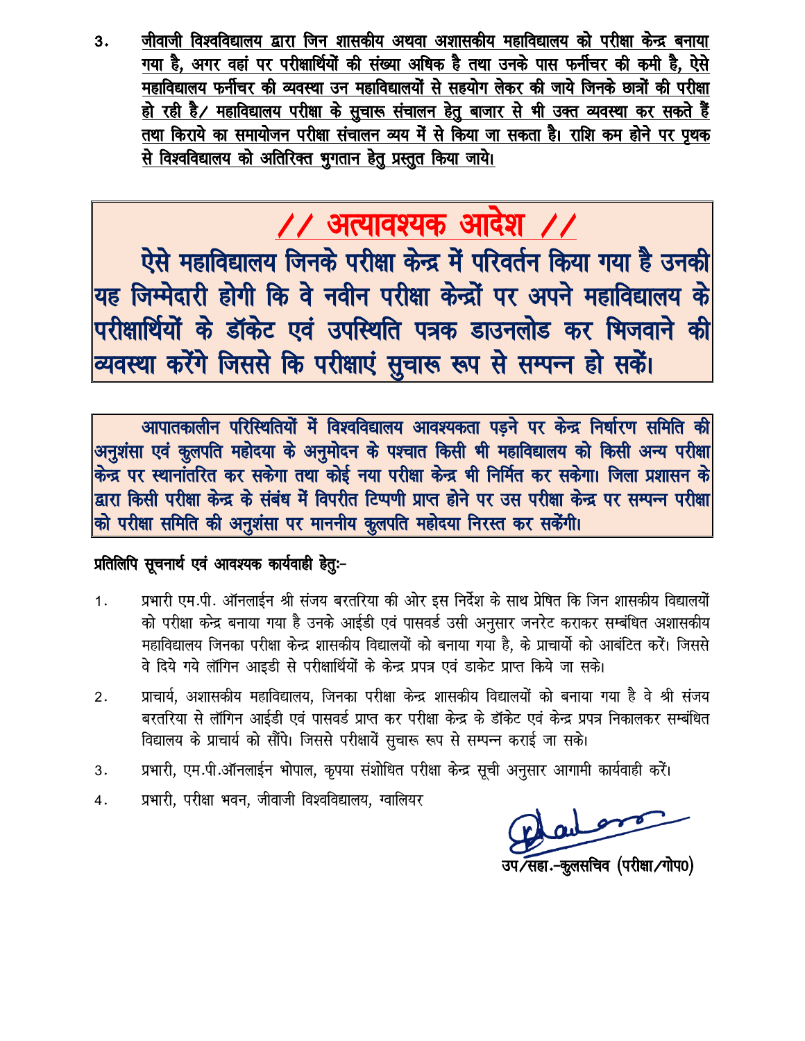3. **जीवाजी विश्वविद्यालय द्वारा जिन शासकीय अथवा अशासकीय महाविद्यालय को परीक्षा केन्द्र बनाया गया है, अगर वहां पर परीक्षार्थियों की संख्या अधिक है तथा उनके पास फर्नीचर की कमी है, ऐसे महाविद्यालय फर्नीचर की व्यवस्था उन महाविद्यालयों से सहयोग लेकर की जाये जिनके छात्रों की परीक्षा हो रही है/ महाविद्यालय परीक्षा के सुचारू संचालन हेतु बाजार से भी उक्त व्यवस्था कर सकते हैं तथा किराये का समायोजन परीक्षा संचालन व्यय में से किया जा सकता है। राशि कम होने पर पृथक से विश्वविद्यालय को अतिरिक्त भुगतान हेतु प्रस्तुत किया जाये।**

## // अत्यावश्यक आदेश //

**ऐसे महाविद्यालय जिनके परीक्षा केन्द्र में परिवर्तन किया गया है उनकी यह जिम्मेदारी होगी कि वे नवीन परीक्षा केन्द्रों पर अपने महाविद्यालय के परीक्षार्थियों के डॉकेट एवं उपस्थिति पत्रक डाउनलोड कर भिजवाने की व्यवस्था करेंगे जिससे कि परीक्षाएं सुचारू रूप से सम्पन्न हो सकें।**

**आपातकालीन परिस्थितियों में विश्वविद्यालय आवश्यकता पड़ने पर केन्द्र निर्धारण समिति की अनुशंसा एवं कुलपति महोदया के अनुमोदन के पश्चात किसी भी महाविद्यालय को किसी अन्य परीक्षा केन्द्र पर स्थानांतरित कर सकेगा तथा कोई नया परीक्षा केन्द्र भी निर्मित कर सकेगा। जिला प्रशासन के द्वारा किसी परीक्षा केन्द्र के संबंध में विपरीत टिप्पणी प्राप्त होने पर उस परीक्षा केन्द्र पर सम्पन्न परीक्षा को परीक्षा समिति की अनुशंसा पर माननीय कुलपति महोदया निरस्त कर सकेंगी।**

**प्रतिलिपि सूचनार्थ एवं आवश्यक कार्यवाही हेतुः-**

1. प्रभारी एम.पी. ऑनलाईन श्री संजय बरतरिया की ओर इस निर्देश के साथ प्रेषित कि जिन शासकीय विद्यालयों को परीक्षा केन्द्र बनाया गया है उनके आईडी एवं पासवर्ड उसी अनुसार जनरेट कराकर सम्बंधित अशासकीय महाविद्यालय जिनका परीक्षा केन्द्र शासकीय विद्यालयों को बनाया गया है, के प्राचार्यो को आबंटित करें। जिससे वे दिये गये लॉगिन आइडी से परीक्षार्थियों के केन्द्र प्रपत्र एवं डाकेट प्राप्त किये जा सके।
2. प्राचार्य, अशासकीय महाविद्यालय, जिनका परीक्षा केन्द्र शासकीय विद्यालयों को बनाया गया है वे श्री संजय बरतरिया से लॉगिन आईडी एवं पासवर्ड प्राप्त कर परीक्षा केन्द्र के डॉकेट एवं केन्द्र प्रपत्र निकालकर सम्बंधित विद्यालय के प्राचार्य को सौंपे। जिससे परीक्षायें सुचारू रूप से सम्पन्न कराई जा सके।
3. प्रभारी, एम.पी.ऑनलाईन भोपाल, कृपया संशोधित परीक्षा केन्द्र सूची अनुसार आगामी कार्यवाही करें।
4. प्रभारी, परीक्षा भवन, जीवाजी विश्वविद्यालय, ग्वालियर

उप/सहा.-कुलसचिव (परीक्षा/गोप0)